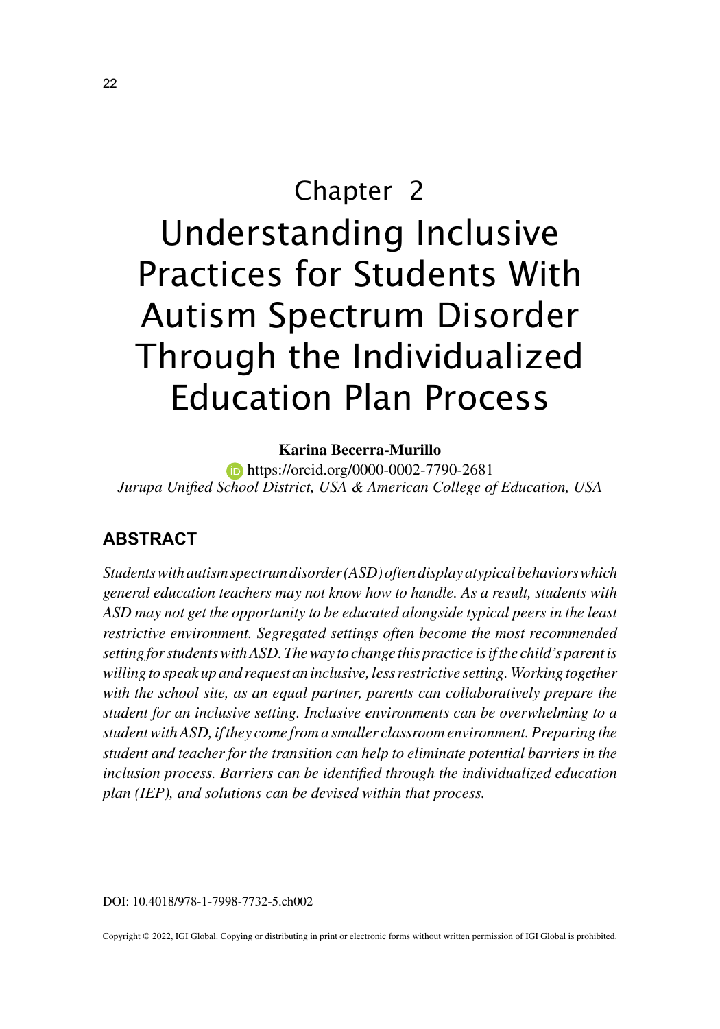# Chapter 2
# Understanding Inclusive Practices for Students With Autism Spectrum Disorder Through the Individualized Education Plan Process

**Karina Becerra-Murillo**
https://orcid.org/0000-0002-7790-2681
*Jurupa Unified School District, USA & American College of Education, USA*

## ABSTRACT

*Students with autism spectrum disorder (ASD) often display atypical behaviors which general education teachers may not know how to handle. As a result, students with ASD may not get the opportunity to be educated alongside typical peers in the least restrictive environment. Segregated settings often become the most recommended setting for students with ASD. The way to change this practice is if the child's parent is willing to speak up and request an inclusive, less restrictive setting. Working together with the school site, as an equal partner, parents can collaboratively prepare the student for an inclusive setting. Inclusive environments can be overwhelming to a student with ASD, if they come from a smaller classroom environment. Preparing the student and teacher for the transition can help to eliminate potential barriers in the inclusion process. Barriers can be identified through the individualized education plan (IEP), and solutions can be devised within that process.*

DOI: 10.4018/978-1-7998-7732-5.ch002

Copyright © 2022, IGI Global. Copying or distributing in print or electronic forms without written permission of IGI Global is prohibited.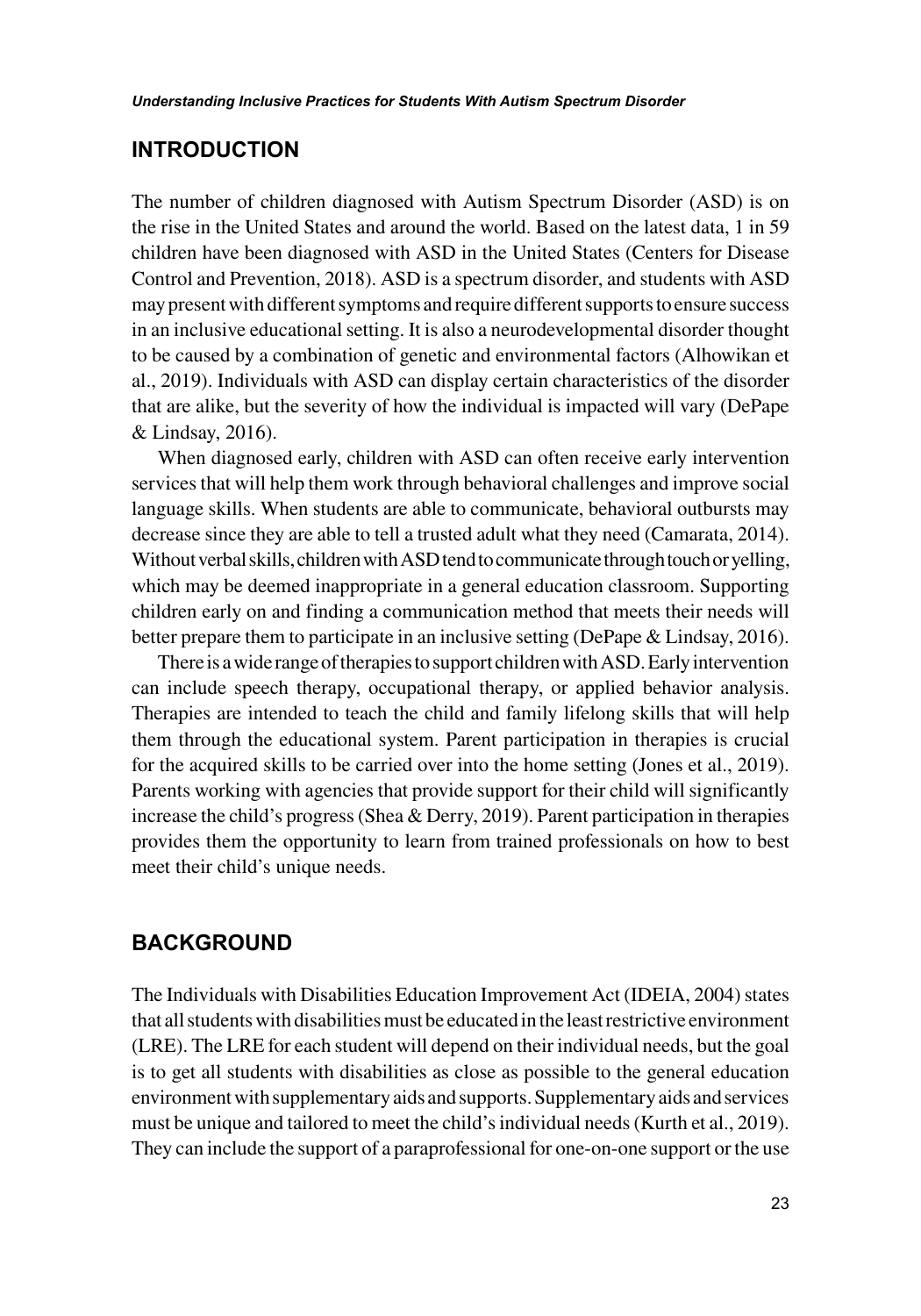## INTRODUCTION

The number of children diagnosed with Autism Spectrum Disorder (ASD) is on the rise in the United States and around the world. Based on the latest data, 1 in 59 children have been diagnosed with ASD in the United States (Centers for Disease Control and Prevention, 2018). ASD is a spectrum disorder, and students with ASD may present with different symptoms and require different supports to ensure success in an inclusive educational setting. It is also a neurodevelopmental disorder thought to be caused by a combination of genetic and environmental factors (Alhowikan et al., 2019). Individuals with ASD can display certain characteristics of the disorder that are alike, but the severity of how the individual is impacted will vary (DePape & Lindsay, 2016).

When diagnosed early, children with ASD can often receive early intervention services that will help them work through behavioral challenges and improve social language skills. When students are able to communicate, behavioral outbursts may decrease since they are able to tell a trusted adult what they need (Camarata, 2014). Without verbal skills, children with ASD tend to communicate through touch or yelling, which may be deemed inappropriate in a general education classroom. Supporting children early on and finding a communication method that meets their needs will better prepare them to participate in an inclusive setting (DePape & Lindsay, 2016).

There is a wide range of therapies to support children with ASD. Early intervention can include speech therapy, occupational therapy, or applied behavior analysis. Therapies are intended to teach the child and family lifelong skills that will help them through the educational system. Parent participation in therapies is crucial for the acquired skills to be carried over into the home setting (Jones et al., 2019). Parents working with agencies that provide support for their child will significantly increase the child's progress (Shea & Derry, 2019). Parent participation in therapies provides them the opportunity to learn from trained professionals on how to best meet their child's unique needs.

## BACKGROUND

The Individuals with Disabilities Education Improvement Act (IDEIA, 2004) states that all students with disabilities must be educated in the least restrictive environment (LRE). The LRE for each student will depend on their individual needs, but the goal is to get all students with disabilities as close as possible to the general education environment with supplementary aids and supports. Supplementary aids and services must be unique and tailored to meet the child's individual needs (Kurth et al., 2019). They can include the support of a paraprofessional for one-on-one support or the use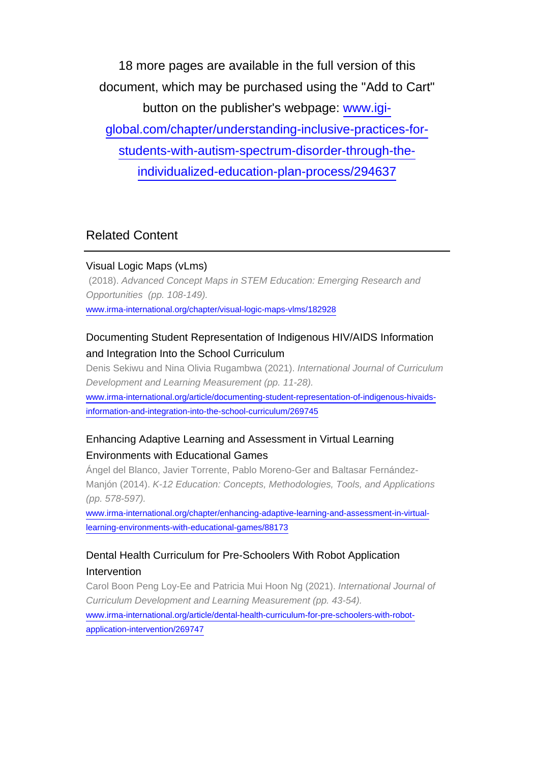18 more pages are available in the full version of this document, which may be purchased using the "Add to Cart" button on the publisher's webpage: [www.igi-global.com/chapter/understanding-inclusive-practices-for-students-with-autism-spectrum-disorder-through-the-individualized-education-plan-process/294637](www.igi-global.com/chapter/understanding-inclusive-practices-for-students-with-autism-spectrum-disorder-through-the-individualized-education-plan-process/294637)

## Related Content

### Visual Logic Maps (vLms)

(2018). *Advanced Concept Maps in STEM Education: Emerging Research and Opportunities (pp. 108-149).*

[www.irma-international.org/chapter/visual-logic-maps-vlms/182928](www.irma-international.org/chapter/visual-logic-maps-vlms/182928)

### Documenting Student Representation of Indigenous HIV/AIDS Information and Integration Into the School Curriculum

Denis Sekiwu and Nina Olivia Rugambwa (2021). *International Journal of Curriculum Development and Learning Measurement (pp. 11-28).*

[www.irma-international.org/article/documenting-student-representation-of-indigenous-hivaids-information-and-integration-into-the-school-curriculum/269745](www.irma-international.org/article/documenting-student-representation-of-indigenous-hivaids-information-and-integration-into-the-school-curriculum/269745)

### Enhancing Adaptive Learning and Assessment in Virtual Learning Environments with Educational Games

Ángel del Blanco, Javier Torrente, Pablo Moreno-Ger and Baltasar Fernández-Manjón (2014). *K-12 Education: Concepts, Methodologies, Tools, and Applications (pp. 578-597).*

[www.irma-international.org/chapter/enhancing-adaptive-learning-and-assessment-in-virtual-learning-environments-with-educational-games/88173](www.irma-international.org/chapter/enhancing-adaptive-learning-and-assessment-in-virtual-learning-environments-with-educational-games/88173)

### Dental Health Curriculum for Pre-Schoolers With Robot Application Intervention

Carol Boon Peng Loy-Ee and Patricia Mui Hoon Ng (2021). *International Journal of Curriculum Development and Learning Measurement (pp. 43-54).*

[www.irma-international.org/article/dental-health-curriculum-for-pre-schoolers-with-robot-application-intervention/269747](www.irma-international.org/article/dental-health-curriculum-for-pre-schoolers-with-robot-application-intervention/269747)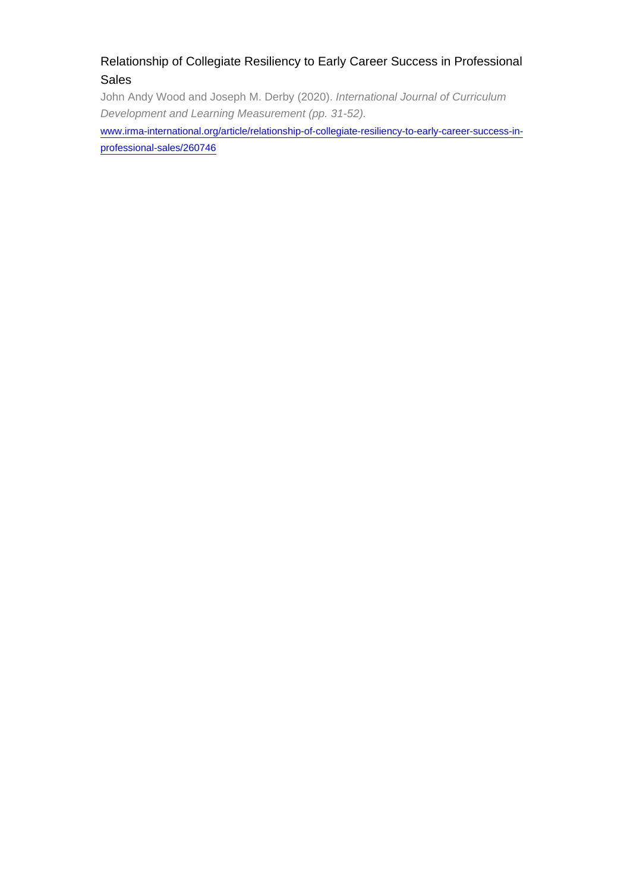Relationship of Collegiate Resiliency to Early Career Success in Professional Sales

John Andy Wood and Joseph M. Derby (2020). *International Journal of Curriculum Development and Learning Measurement (pp. 31-52).*

[www.irma-international.org/article/relationship-of-collegiate-resiliency-to-early-career-success-in-professional-sales/260746](www.irma-international.org/article/relationship-of-collegiate-resiliency-to-early-career-success-in-professional-sales/260746)